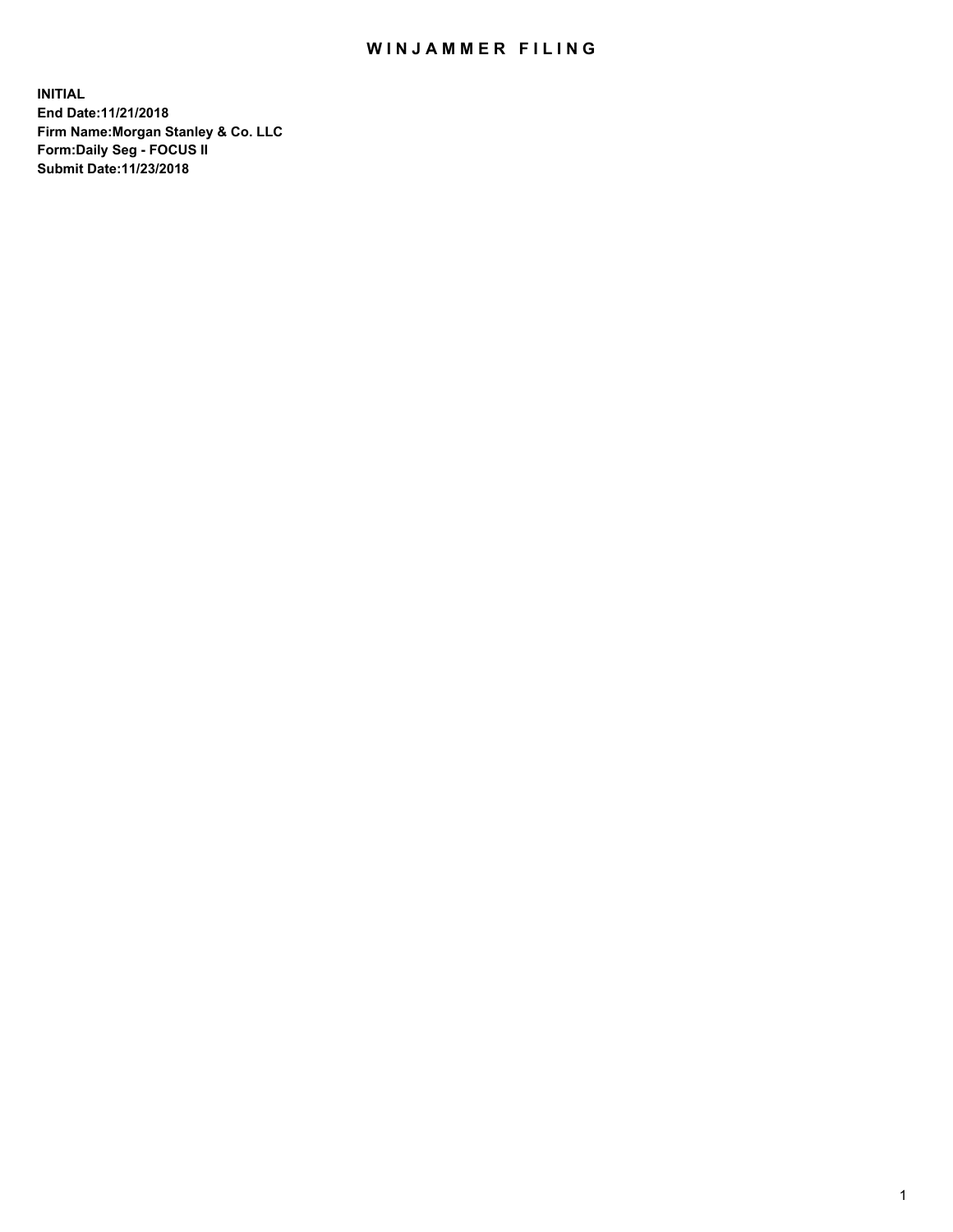# WINJAMMER FILING

**INITIAL**
**End Date:11/21/2018**
**Firm Name:Morgan Stanley & Co. LLC**
**Form:Daily Seg - FOCUS II**
**Submit Date:11/23/2018**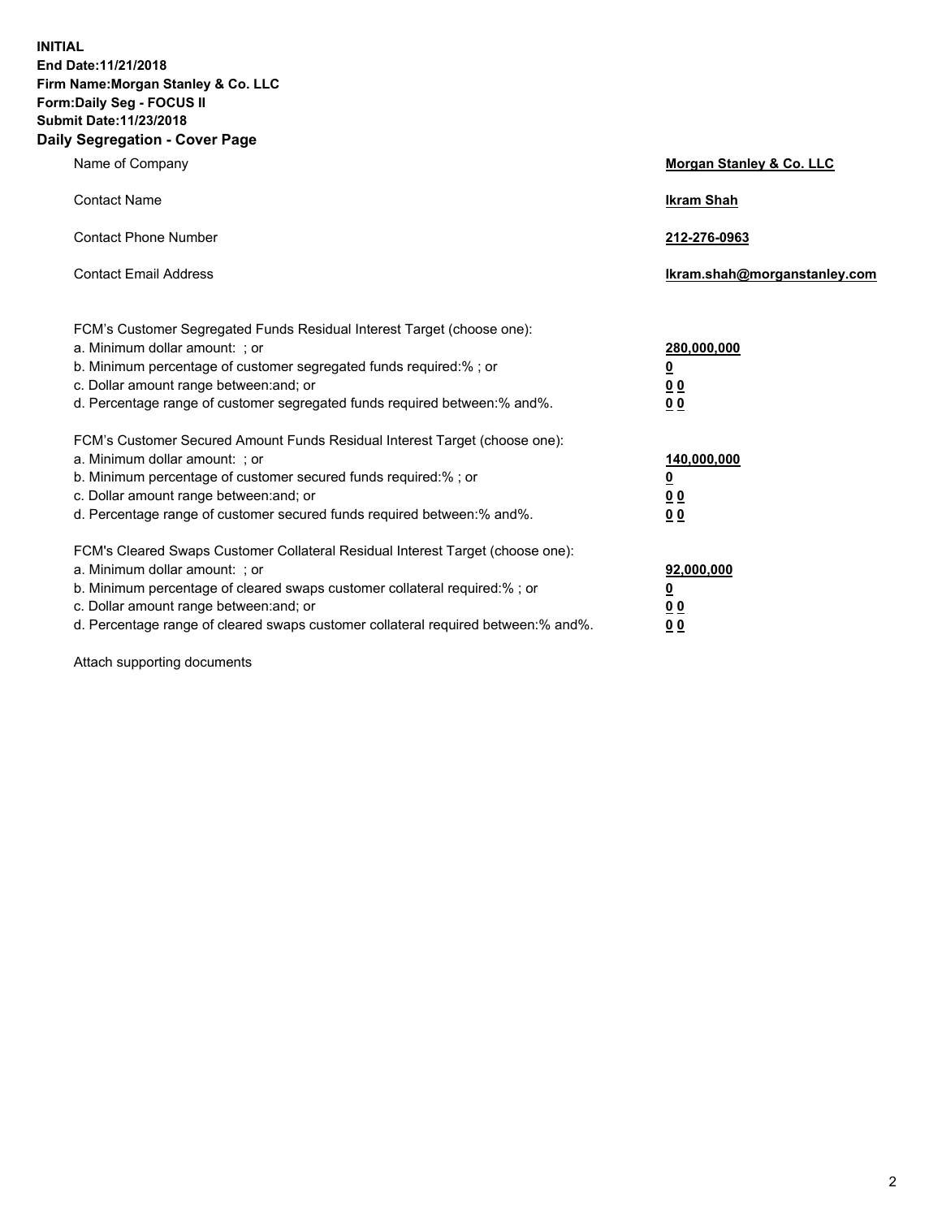**INITIAL**
**End Date:11/21/2018**
**Firm Name:Morgan Stanley & Co. LLC**
**Form:Daily Seg - FOCUS II**
**Submit Date:11/23/2018**

## Daily Segregation - Cover Page

| | |
|---|---|
| Name of Company | **Morgan Stanley & Co. LLC** |
| Contact Name | **Ikram Shah** |
| Contact Phone Number | **212-276-0963** |
| Contact Email Address | **Ikram.shah@morganstanley.com** |

| | |
|---|---|
| FCM's Customer Segregated Funds Residual Interest Target (choose one): | |
| a. Minimum dollar amount: ; or | **280,000,000** |
| b. Minimum percentage of customer segregated funds required:% ; or | **0** |
| c. Dollar amount range between:and; or | **0 0** |
| d. Percentage range of customer segregated funds required between:% and%. | **0 0** |
| FCM's Customer Secured Amount Funds Residual Interest Target (choose one): | |
| a. Minimum dollar amount: ; or | **140,000,000** |
| b. Minimum percentage of customer secured funds required:% ; or | **0** |
| c. Dollar amount range between:and; or | **0 0** |
| d. Percentage range of customer secured funds required between:% and%. | **0 0** |
| FCM's Cleared Swaps Customer Collateral Residual Interest Target (choose one): | |
| a. Minimum dollar amount: ; or | **92,000,000** |
| b. Minimum percentage of cleared swaps customer collateral required:% ; or | **0** |
| c. Dollar amount range between:and; or | **0 0** |
| d. Percentage range of cleared swaps customer collateral required between:% and%. | **0 0** |

Attach supporting documents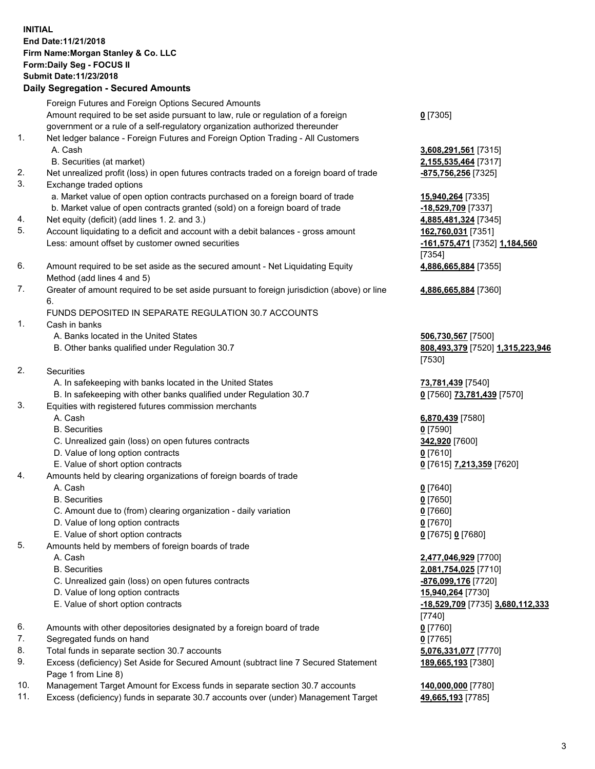**INITIAL**
**End Date:11/21/2018**
**Firm Name:Morgan Stanley & Co. LLC**
**Form:Daily Seg - FOCUS II**
**Submit Date:11/23/2018**

### Daily Segregation - Secured Amounts

| | | |
|---|---|---|
| | Foreign Futures and Foreign Options Secured Amounts | |
| | Amount required to be set aside pursuant to law, rule or regulation of a foreign government or a rule of a self-regulatory organization authorized thereunder | **0** [7305] |
| 1. | Net ledger balance - Foreign Futures and Foreign Option Trading - All Customers | |
| | A. Cash | **3,608,291,561** [7315] |
| | B. Securities (at market) | **2,155,535,464** [7317] |
| 2. | Net unrealized profit (loss) in open futures contracts traded on a foreign board of trade | **-875,756,256** [7325] |
| 3. | Exchange traded options | |
| | a. Market value of open option contracts purchased on a foreign board of trade | **15,940,264** [7335] |
| | b. Market value of open contracts granted (sold) on a foreign board of trade | **-18,529,709** [7337] |
| 4. | Net equity (deficit) (add lines 1. 2. and 3.) | **4,885,481,324** [7345] |
| 5. | Account liquidating to a deficit and account with a debit balances - gross amount | **162,760,031** [7351] |
| | Less: amount offset by customer owned securities | **-161,575,471** [7352] **1,184,560** [7354] |
| 6. | Amount required to be set aside as the secured amount - Net Liquidating Equity Method (add lines 4 and 5) | **4,886,665,884** [7355] |
| 7. | Greater of amount required to be set aside pursuant to foreign jurisdiction (above) or line 6. | **4,886,665,884** [7360] |
| | FUNDS DEPOSITED IN SEPARATE REGULATION 30.7 ACCOUNTS | |
| 1. | Cash in banks | |
| | A. Banks located in the United States | **506,730,567** [7500] |
| | B. Other banks qualified under Regulation 30.7 | **808,493,379** [7520] **1,315,223,946** [7530] |
| 2. | Securities | |
| | A. In safekeeping with banks located in the United States | **73,781,439** [7540] |
| | B. In safekeeping with other banks qualified under Regulation 30.7 | **0** [7560] **73,781,439** [7570] |
| 3. | Equities with registered futures commission merchants | |
| | A. Cash | **6,870,439** [7580] |
| | B. Securities | **0** [7590] |
| | C. Unrealized gain (loss) on open futures contracts | **342,920** [7600] |
| | D. Value of long option contracts | **0** [7610] |
| | E. Value of short option contracts | **0** [7615] **7,213,359** [7620] |
| 4. | Amounts held by clearing organizations of foreign boards of trade | |
| | A. Cash | **0** [7640] |
| | B. Securities | **0** [7650] |
| | C. Amount due to (from) clearing organization - daily variation | **0** [7660] |
| | D. Value of long option contracts | **0** [7670] |
| | E. Value of short option contracts | **0** [7675] **0** [7680] |
| 5. | Amounts held by members of foreign boards of trade | |
| | A. Cash | **2,477,046,929** [7700] |
| | B. Securities | **2,081,754,025** [7710] |
| | C. Unrealized gain (loss) on open futures contracts | **-876,099,176** [7720] |
| | D. Value of long option contracts | **15,940,264** [7730] |
| | E. Value of short option contracts | **-18,529,709** [7735] **3,680,112,333** [7740] |
| 6. | Amounts with other depositories designated by a foreign board of trade | **0** [7760] |
| 7. | Segregated funds on hand | **0** [7765] |
| 8. | Total funds in separate section 30.7 accounts | **5,076,331,077** [7770] |
| 9. | Excess (deficiency) Set Aside for Secured Amount (subtract line 7 Secured Statement Page 1 from Line 8) | **189,665,193** [7380] |
| 10. | Management Target Amount for Excess funds in separate section 30.7 accounts | **140,000,000** [7780] |
| 11. | Excess (deficiency) funds in separate 30.7 accounts over (under) Management Target | **49,665,193** [7785] |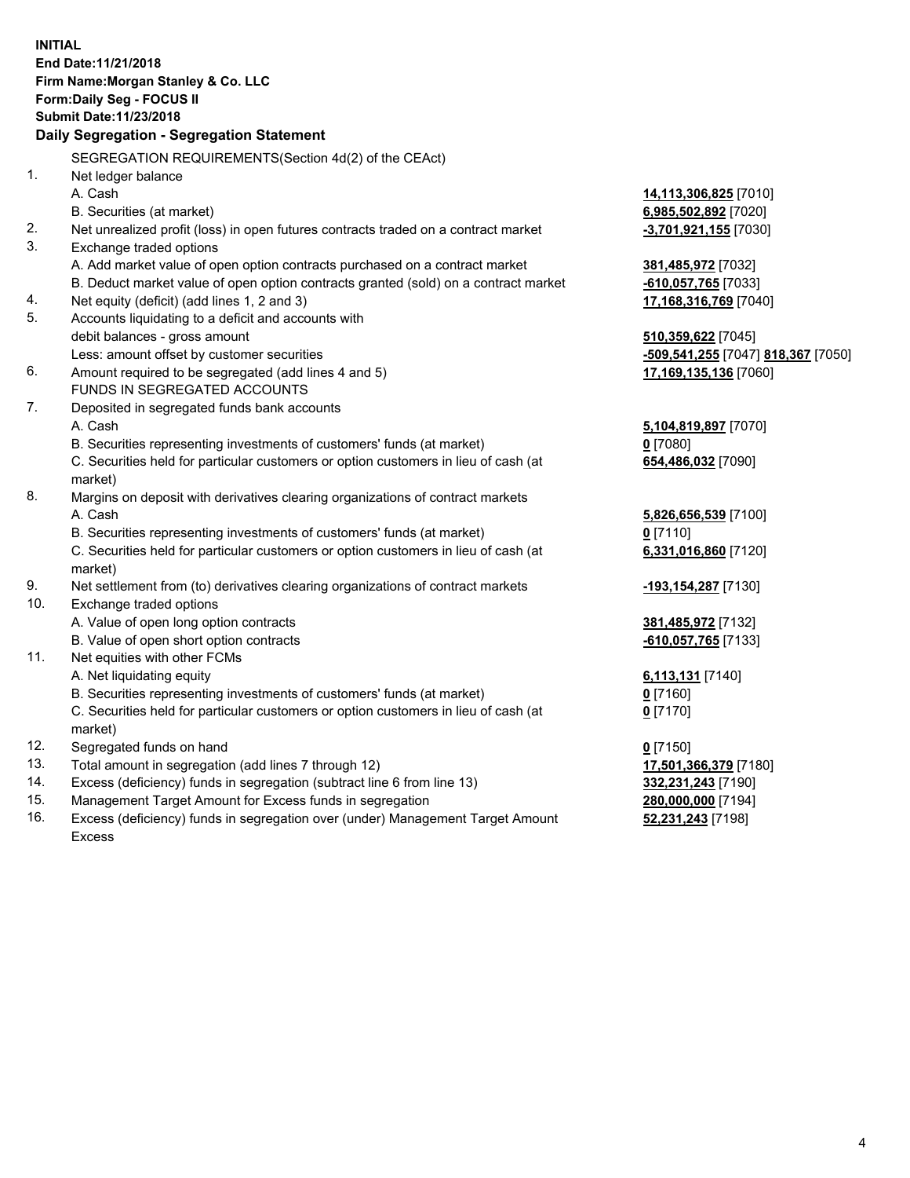**INITIAL**
**End Date:11/21/2018**
**Firm Name:Morgan Stanley & Co. LLC**
**Form:Daily Seg - FOCUS II**
**Submit Date:11/23/2018**

**Daily Segregation - Segregation Statement**

| | | |
|---|---|---|
| | SEGREGATION REQUIREMENTS(Section 4d(2) of the CEAct) | |
| 1. | Net ledger balance | |
| | A. Cash | **14,113,306,825** [7010] |
| | B. Securities (at market) | **6,985,502,892** [7020] |
| 2. | Net unrealized profit (loss) in open futures contracts traded on a contract market | **-3,701,921,155** [7030] |
| 3. | Exchange traded options | |
| | A. Add market value of open option contracts purchased on a contract market | **381,485,972** [7032] |
| | B. Deduct market value of open option contracts granted (sold) on a contract market | **-610,057,765** [7033] |
| 4. | Net equity (deficit) (add lines 1, 2 and 3) | **17,168,316,769** [7040] |
| 5. | Accounts liquidating to a deficit and accounts with debit balances - gross amount | **510,359,622** [7045] |
| | Less: amount offset by customer securities | **-509,541,255** [7047] **818,367** [7050] |
| 6. | Amount required to be segregated (add lines 4 and 5) | **17,169,135,136** [7060] |
| | FUNDS IN SEGREGATED ACCOUNTS | |
| 7. | Deposited in segregated funds bank accounts | |
| | A. Cash | **5,104,819,897** [7070] |
| | B. Securities representing investments of customers' funds (at market) | **0** [7080] |
| | C. Securities held for particular customers or option customers in lieu of cash (at market) | **654,486,032** [7090] |
| 8. | Margins on deposit with derivatives clearing organizations of contract markets | |
| | A. Cash | **5,826,656,539** [7100] |
| | B. Securities representing investments of customers' funds (at market) | **0** [7110] |
| | C. Securities held for particular customers or option customers in lieu of cash (at market) | **6,331,016,860** [7120] |
| 9. | Net settlement from (to) derivatives clearing organizations of contract markets | **-193,154,287** [7130] |
| 10. | Exchange traded options | |
| | A. Value of open long option contracts | **381,485,972** [7132] |
| | B. Value of open short option contracts | **-610,057,765** [7133] |
| 11. | Net equities with other FCMs | |
| | A. Net liquidating equity | **6,113,131** [7140] |
| | B. Securities representing investments of customers' funds (at market) | **0** [7160] |
| | C. Securities held for particular customers or option customers in lieu of cash (at market) | **0** [7170] |
| 12. | Segregated funds on hand | **0** [7150] |
| 13. | Total amount in segregation (add lines 7 through 12) | **17,501,366,379** [7180] |
| 14. | Excess (deficiency) funds in segregation (subtract line 6 from line 13) | **332,231,243** [7190] |
| 15. | Management Target Amount for Excess funds in segregation | **280,000,000** [7194] |
| 16. | Excess (deficiency) funds in segregation over (under) Management Target Amount Excess | **52,231,243** [7198] |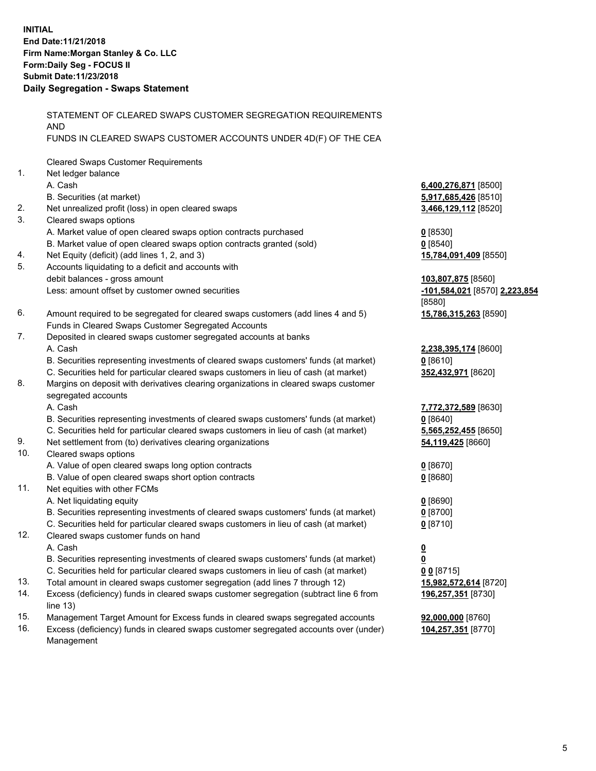**INITIAL**
**End Date:11/21/2018**
**Firm Name:Morgan Stanley & Co. LLC**
**Form:Daily Seg - FOCUS II**
**Submit Date:11/23/2018**
**Daily Segregation - Swaps Statement**

STATEMENT OF CLEARED SWAPS CUSTOMER SEGREGATION REQUIREMENTS AND FUNDS IN CLEARED SWAPS CUSTOMER ACCOUNTS UNDER 4D(F) OF THE CEA

| | | |
|---|---|---|
| | Cleared Swaps Customer Requirements | |
| 1. | Net ledger balance | |
| | A. Cash | **6,400,276,871** [8500] |
| | B. Securities (at market) | **5,917,685,426** [8510] |
| 2. | Net unrealized profit (loss) in open cleared swaps | **3,466,129,112** [8520] |
| 3. | Cleared swaps options | |
| | A. Market value of open cleared swaps option contracts purchased | **0** [8530] |
| | B. Market value of open cleared swaps option contracts granted (sold) | **0** [8540] |
| 4. | Net Equity (deficit) (add lines 1, 2, and 3) | **15,784,091,409** [8550] |
| 5. | Accounts liquidating to a deficit and accounts with debit balances - gross amount | **103,807,875** [8560] |
| | Less: amount offset by customer owned securities | **-101,584,021** [8570] **2,223,854** [8580] |
| 6. | Amount required to be segregated for cleared swaps customers (add lines 4 and 5) | **15,786,315,263** [8590] |
| | Funds in Cleared Swaps Customer Segregated Accounts | |
| 7. | Deposited in cleared swaps customer segregated accounts at banks | |
| | A. Cash | **2,238,395,174** [8600] |
| | B. Securities representing investments of cleared swaps customers' funds (at market) | **0** [8610] |
| | C. Securities held for particular cleared swaps customers in lieu of cash (at market) | **352,432,971** [8620] |
| 8. | Margins on deposit with derivatives clearing organizations in cleared swaps customer segregated accounts | |
| | A. Cash | **7,772,372,589** [8630] |
| | B. Securities representing investments of cleared swaps customers' funds (at market) | **0** [8640] |
| | C. Securities held for particular cleared swaps customers in lieu of cash (at market) | **5,565,252,455** [8650] |
| 9. | Net settlement from (to) derivatives clearing organizations | **54,119,425** [8660] |
| 10. | Cleared swaps options | |
| | A. Value of open cleared swaps long option contracts | **0** [8670] |
| | B. Value of open cleared swaps short option contracts | **0** [8680] |
| 11. | Net equities with other FCMs | |
| | A. Net liquidating equity | **0** [8690] |
| | B. Securities representing investments of cleared swaps customers' funds (at market) | **0** [8700] |
| | C. Securities held for particular cleared swaps customers in lieu of cash (at market) | **0** [8710] |
| 12. | Cleared swaps customer funds on hand | |
| | A. Cash | **0** |
| | B. Securities representing investments of cleared swaps customers' funds (at market) | **0** |
| | C. Securities held for particular cleared swaps customers in lieu of cash (at market) | **0** **0** [8715] |
| 13. | Total amount in cleared swaps customer segregation (add lines 7 through 12) | **15,982,572,614** [8720] |
| 14. | Excess (deficiency) funds in cleared swaps customer segregation (subtract line 6 from line 13) | **196,257,351** [8730] |
| 15. | Management Target Amount for Excess funds in cleared swaps segregated accounts | **92,000,000** [8760] |
| 16. | Excess (deficiency) funds in cleared swaps customer segregated accounts over (under) Management | **104,257,351** [8770] |